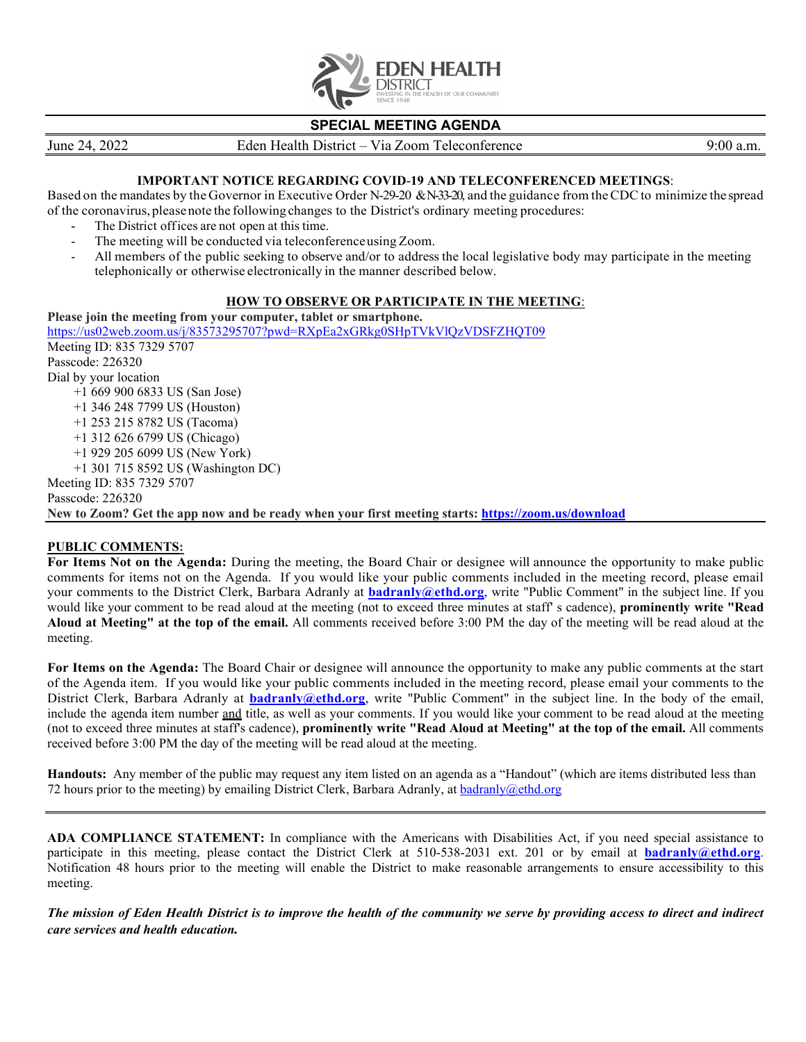EDEN HEALTH DISTRICT

INVESTING IN THE HEALTH OF OUR COMMUNITY SINCE 1948

# SPECIAL MEETING AGENDA

June 24, 2022 | Eden Health District – Via Zoom Teleconference | 9:00 a.m.

**IMPORTANT NOTICE REGARDING COVID-19 AND TELECONFERENCED MEETINGS**:

Based on the mandates by the Governor in Executive Order N-29-20 & N-33-20, and the guidance from the CDC to minimize the spread of the coronavirus, please note the following changes to the District's ordinary meeting procedures:

- The District offices are not open at this time.
- The meeting will be conducted via teleconference using Zoom.
- All members of the public seeking to observe and/or to address the local legislative body may participate in the meeting telephonically or otherwise electronically in the manner described below.

**HOW TO OBSERVE OR PARTICIPATE IN THE MEETING**:

**Please join the meeting from your computer, tablet or smartphone.**

https://us02web.zoom.us/j/83573295707?pwd=RXpEa2xGRkg0SHpTVkVlQzVDSFZHQT09

Meeting ID: 835 7329 5707

Passcode: 226320

Dial by your location

+1 669 900 6833 US (San Jose)

+1 346 248 7799 US (Houston)

+1 253 215 8782 US (Tacoma)

+1 312 626 6799 US (Chicago)

+1 929 205 6099 US (New York)

+1 301 715 8592 US (Washington DC)

Meeting ID: 835 7329 5707

Passcode: 226320

**New to Zoom? Get the app now and be ready when your first meeting starts: https://zoom.us/download**

**PUBLIC COMMENTS:**

**For Items Not on the Agenda:** During the meeting, the Board Chair or designee will announce the opportunity to make public comments for items not on the Agenda. If you would like your public comments included in the meeting record, please email your comments to the District Clerk, Barbara Adranly at **badranly@ethd.org**, write "Public Comment" in the subject line. If you would like your comment to be read aloud at the meeting (not to exceed three minutes at staff' s cadence), **prominently write "Read Aloud at Meeting" at the top of the email.** All comments received before 3:00 PM the day of the meeting will be read aloud at the meeting.

**For Items on the Agenda:** The Board Chair or designee will announce the opportunity to make any public comments at the start of the Agenda item. If you would like your public comments included in the meeting record, please email your comments to the District Clerk, Barbara Adranly at **badranly@ethd.org**, write "Public Comment" in the subject line. In the body of the email, include the agenda item number and title, as well as your comments. If you would like your comment to be read aloud at the meeting (not to exceed three minutes at staff's cadence), **prominently write "Read Aloud at Meeting" at the top of the email.** All comments received before 3:00 PM the day of the meeting will be read aloud at the meeting.

**Handouts:** Any member of the public may request any item listed on an agenda as a "Handout" (which are items distributed less than 72 hours prior to the meeting) by emailing District Clerk, Barbara Adranly, at badranly@ethd.org

**ADA COMPLIANCE STATEMENT:** In compliance with the Americans with Disabilities Act, if you need special assistance to participate in this meeting, please contact the District Clerk at 510-538-2031 ext. 201 or by email at **badranly@ethd.org**. Notification 48 hours prior to the meeting will enable the District to make reasonable arrangements to ensure accessibility to this meeting.

***The mission of Eden Health District is to improve the health of the community we serve by providing access to direct and indirect care services and health education.***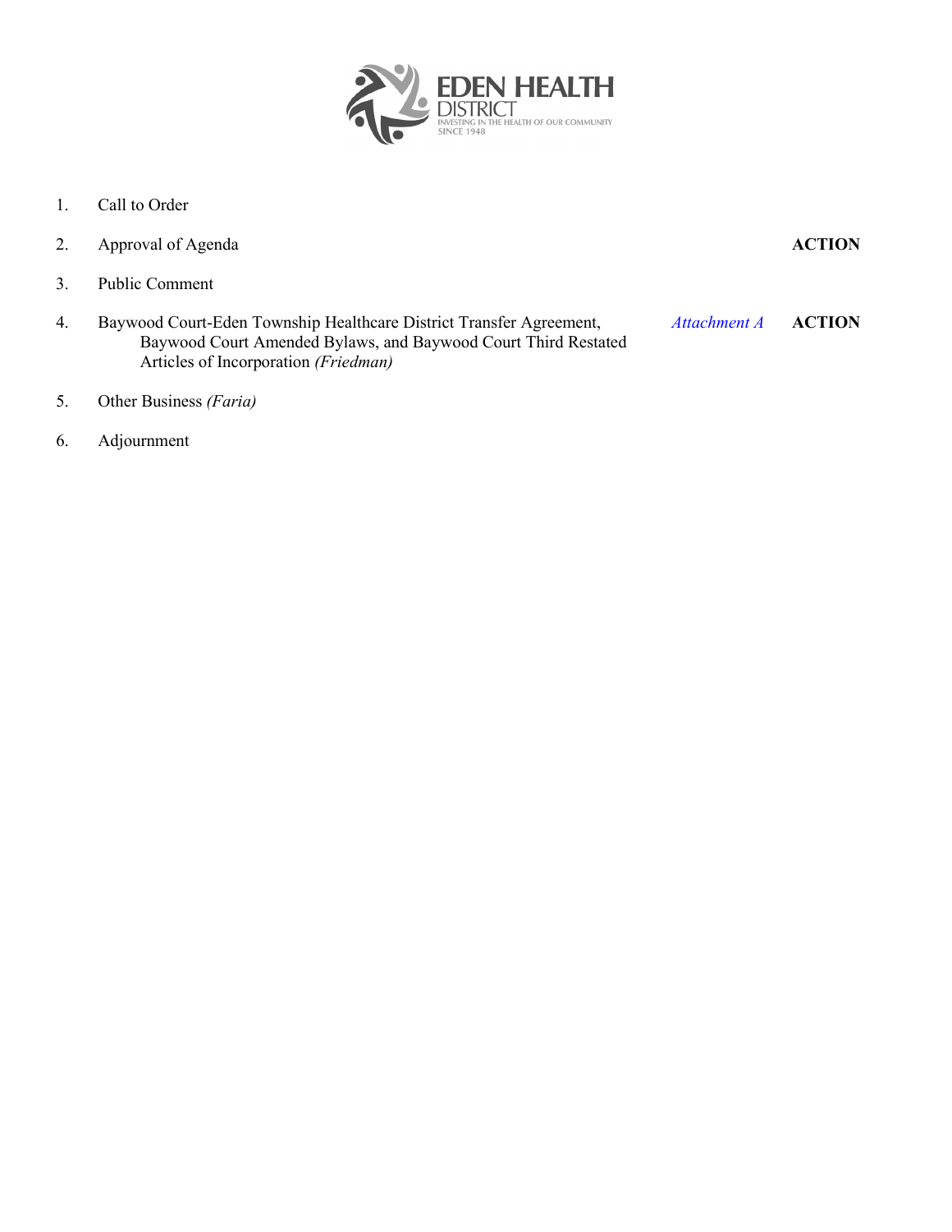EDEN HEALTH DISTRICT
INVESTING IN THE HEALTH OF OUR COMMUNITY SINCE 1948

1. Call to Order
2. Approval of Agenda **ACTION**
3. Public Comment
4. Baywood Court-Eden Township Healthcare District Transfer Agreement, Baywood Court Amended Bylaws, and Baywood Court Third Restated Articles of Incorporation *(Friedman)* *Attachment A* **ACTION**
5. Other Business *(Faria)*
6. Adjournment